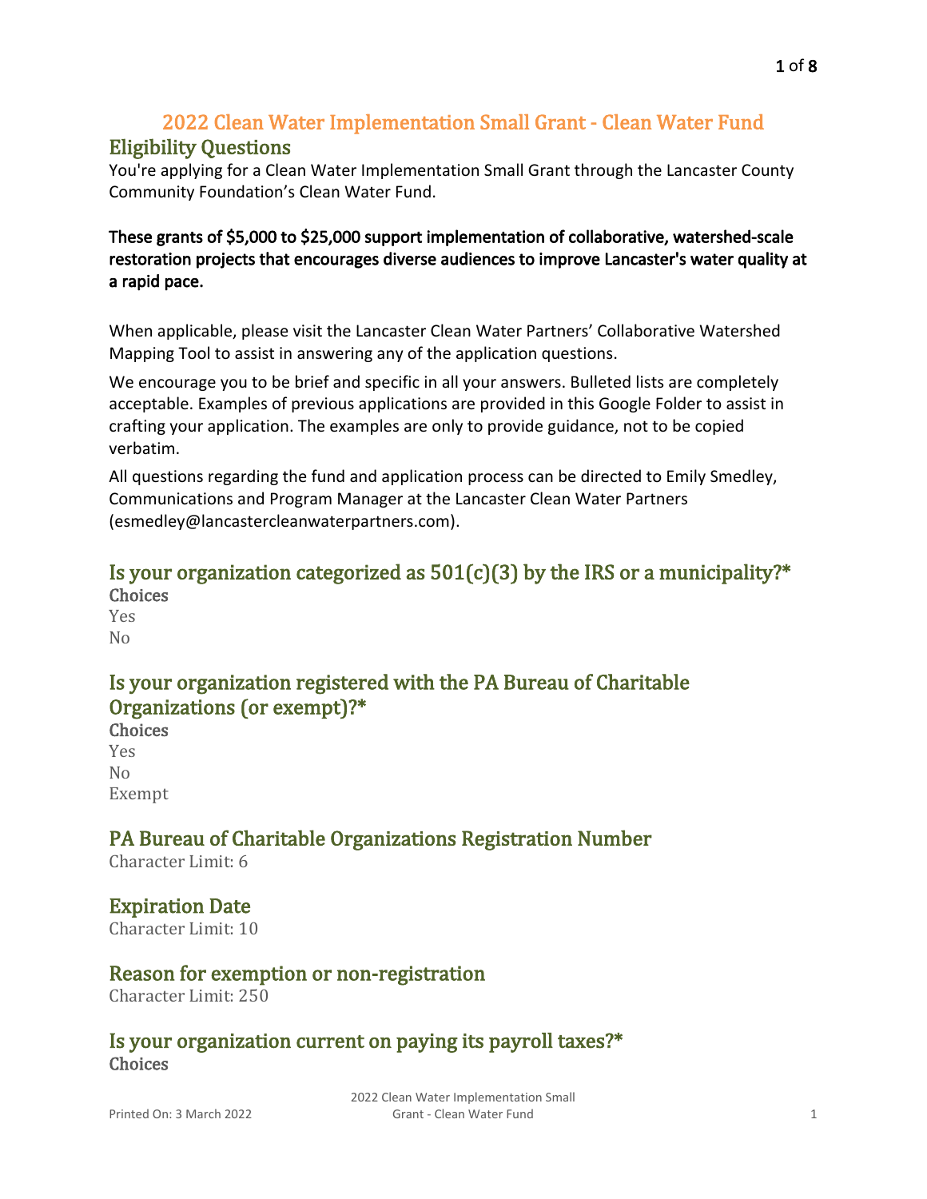# 2022 Clean Water Implementation Small Grant - Clean Water Fund

## Eligibility Questions

You're applying for a Clean Water Implementation Small Grant through the Lancaster County Community Foundation's Clean Water Fund.

**These grants of $5,000 to $25,000 support implementation of collaborative, watershed-scale restoration projects that encourages diverse audiences to improve Lancaster's water quality at a rapid pace.**

When applicable, please visit the Lancaster Clean Water Partners' Collaborative Watershed Mapping Tool to assist in answering any of the application questions.

We encourage you to be brief and specific in all your answers. Bulleted lists are completely acceptable. Examples of previous applications are provided in this Google Folder to assist in crafting your application. The examples are only to provide guidance, not to be copied verbatim.

All questions regarding the fund and application process can be directed to Emily Smedley, Communications and Program Manager at the Lancaster Clean Water Partners (esmedley@lancastercleanwaterpartners.com).

## Is your organization categorized as 501(c)(3) by the IRS or a municipality?*

**Choices**

Yes

No

## Is your organization registered with the PA Bureau of Charitable Organizations (or exempt)?*

**Choices**

Yes

No

Exempt

## PA Bureau of Charitable Organizations Registration Number

Character Limit: 6

## Expiration Date

Character Limit: 10

## Reason for exemption or non-registration

Character Limit: 250

## Is your organization current on paying its payroll taxes?*

**Choices**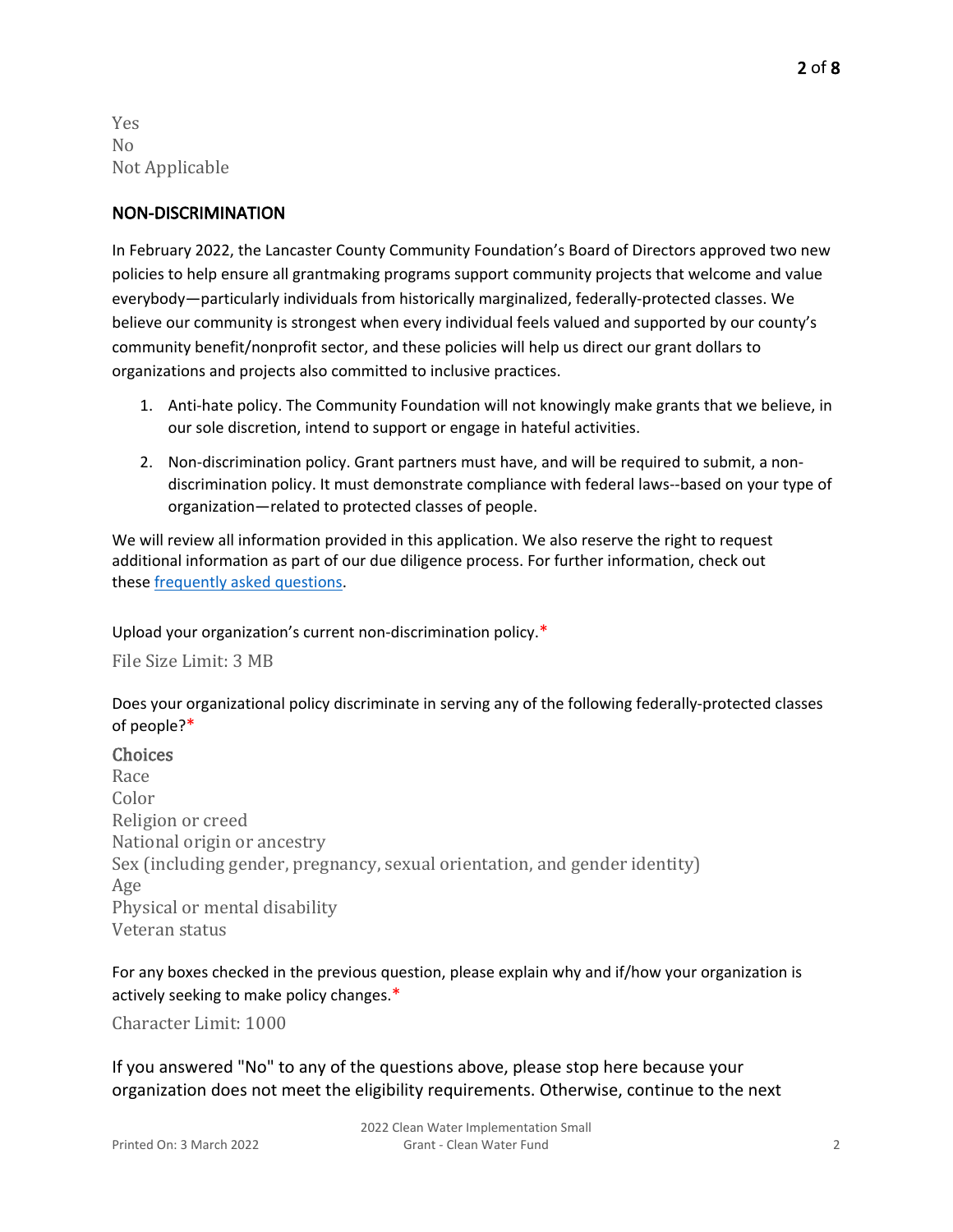Yes
No
Not Applicable

## NON-DISCRIMINATION

In February 2022, the Lancaster County Community Foundation's Board of Directors approved two new policies to help ensure all grantmaking programs support community projects that welcome and value everybody—particularly individuals from historically marginalized, federally-protected classes. We believe our community is strongest when every individual feels valued and supported by our county's community benefit/nonprofit sector, and these policies will help us direct our grant dollars to organizations and projects also committed to inclusive practices.

1. Anti-hate policy. The Community Foundation will not knowingly make grants that we believe, in our sole discretion, intend to support or engage in hateful activities.
2. Non-discrimination policy. Grant partners must have, and will be required to submit, a non-discrimination policy. It must demonstrate compliance with federal laws--based on your type of organization—related to protected classes of people.

We will review all information provided in this application. We also reserve the right to request additional information as part of our due diligence process. For further information, check out these [frequently asked questions](frequently asked questions).

Upload your organization's current non-discrimination policy.*

File Size Limit: 3 MB

Does your organizational policy discriminate in serving any of the following federally-protected classes of people?*

**Choices**
Race
Color
Religion or creed
National origin or ancestry
Sex (including gender, pregnancy, sexual orientation, and gender identity)
Age
Physical or mental disability
Veteran status

For any boxes checked in the previous question, please explain why and if/how your organization is actively seeking to make policy changes.*

Character Limit: 1000

If you answered "No" to any of the questions above, please stop here because your organization does not meet the eligibility requirements. Otherwise, continue to the next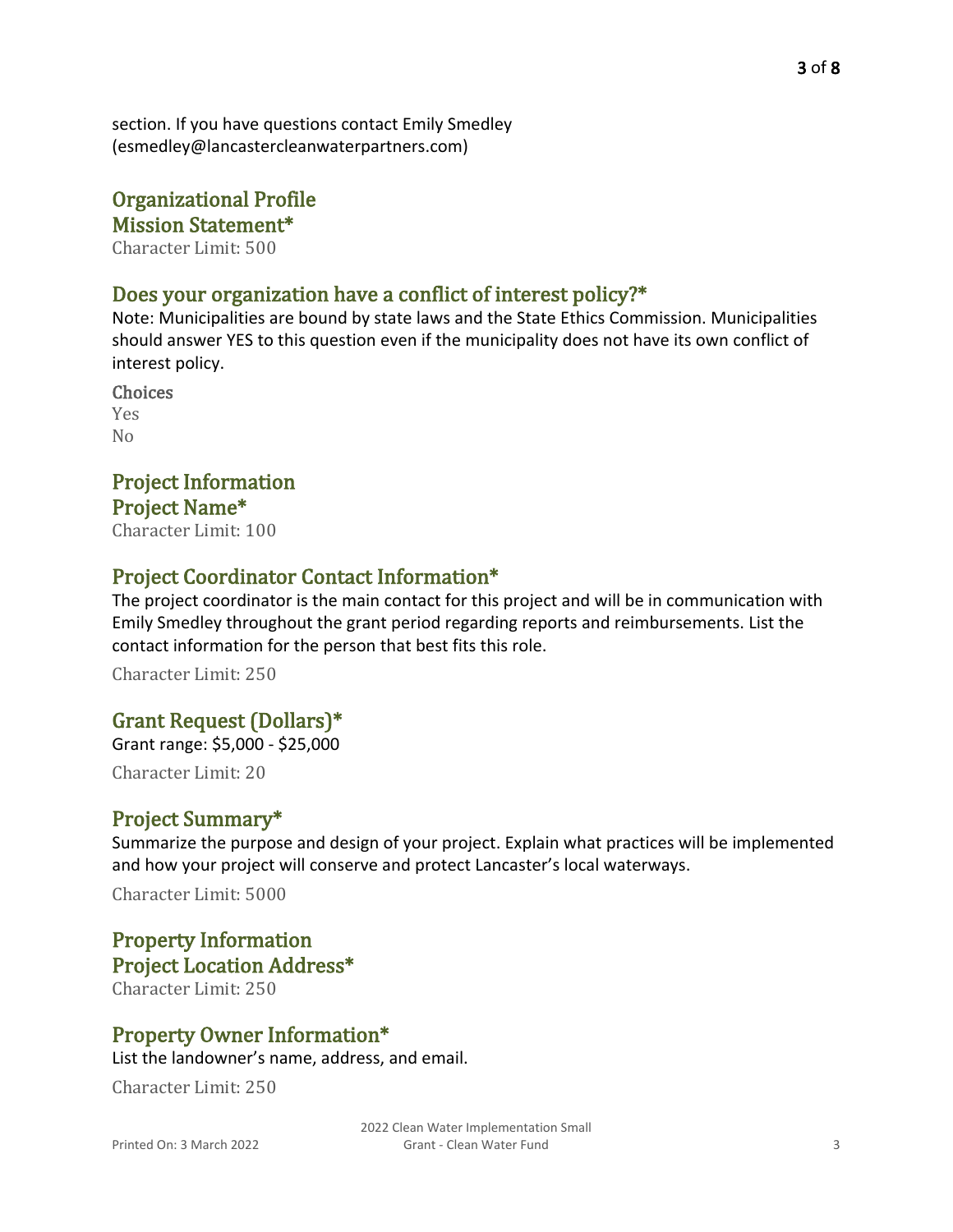section. If you have questions contact Emily Smedley (esmedley@lancastercleanwaterpartners.com)

## Organizational Profile

### Mission Statement*

Character Limit: 500

### Does your organization have a conflict of interest policy?*

Note: Municipalities are bound by state laws and the State Ethics Commission. Municipalities should answer YES to this question even if the municipality does not have its own conflict of interest policy.

**Choices**

Yes
No

## Project Information

### Project Name*

Character Limit: 100

### Project Coordinator Contact Information*

The project coordinator is the main contact for this project and will be in communication with Emily Smedley throughout the grant period regarding reports and reimbursements. List the contact information for the person that best fits this role.

Character Limit: 250

### Grant Request (Dollars)*

Grant range: $5,000 - $25,000

Character Limit: 20

### Project Summary*

Summarize the purpose and design of your project. Explain what practices will be implemented and how your project will conserve and protect Lancaster's local waterways.

Character Limit: 5000

## Property Information

### Project Location Address*

Character Limit: 250

### Property Owner Information*

List the landowner's name, address, and email.

Character Limit: 250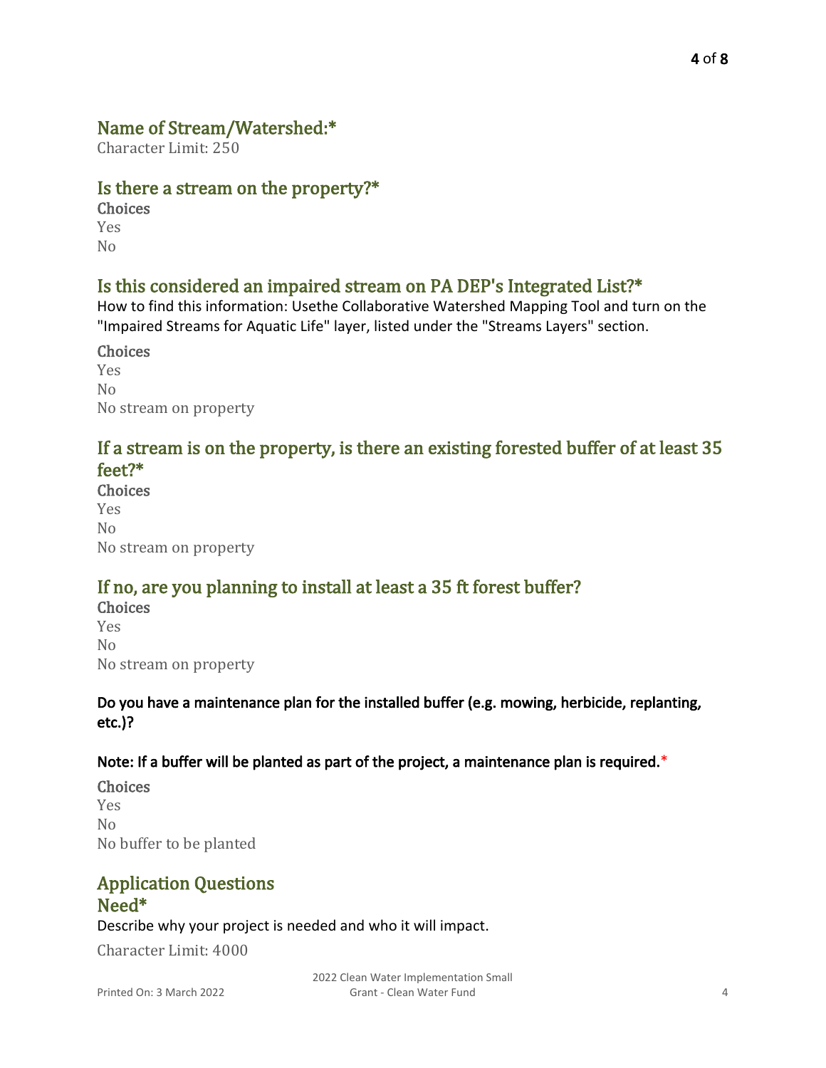## Name of Stream/Watershed:*

Character Limit: 250

## Is there a stream on the property?*

**Choices**

Yes

No

## Is this considered an impaired stream on PA DEP's Integrated List?*

How to find this information: Usethe Collaborative Watershed Mapping Tool and turn on the "Impaired Streams for Aquatic Life" layer, listed under the "Streams Layers" section.

**Choices**

Yes

No

No stream on property

## If a stream is on the property, is there an existing forested buffer of at least 35 feet?*

**Choices**

Yes

No

No stream on property

## If no, are you planning to install at least a 35 ft forest buffer?

**Choices**

Yes

No

No stream on property

**Do you have a maintenance plan for the installed buffer (e.g. mowing, herbicide, replanting, etc.)?**

**Note: If a buffer will be planted as part of the project, a maintenance plan is required.***

**Choices**

Yes

No

No buffer to be planted

## Application Questions

## Need*

Describe why your project is needed and who it will impact.

Character Limit: 4000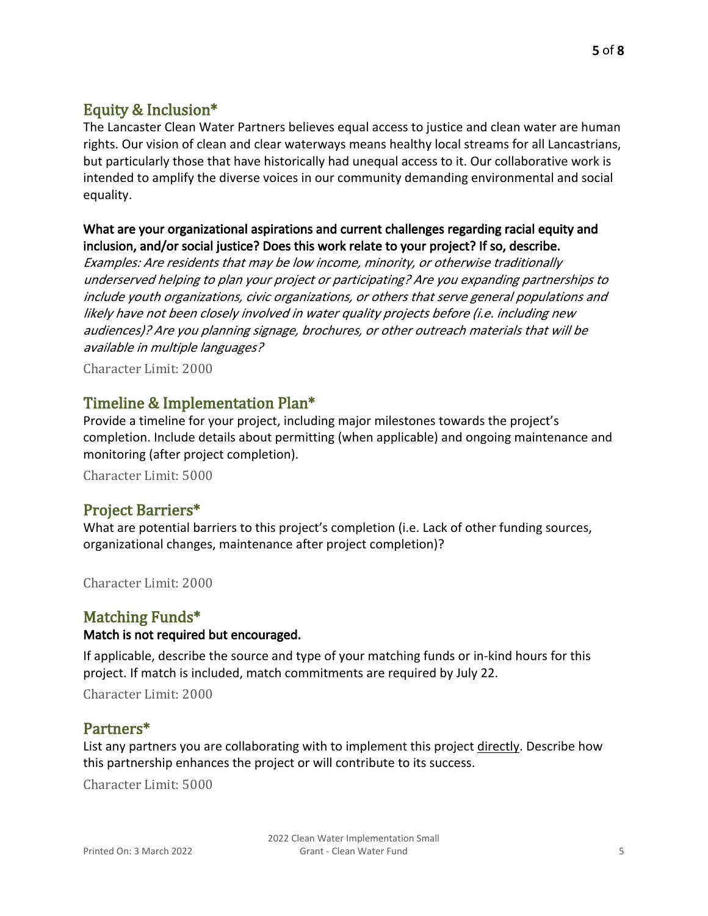## Equity & Inclusion*

The Lancaster Clean Water Partners believes equal access to justice and clean water are human rights. Our vision of clean and clear waterways means healthy local streams for all Lancastrians, but particularly those that have historically had unequal access to it. Our collaborative work is intended to amplify the diverse voices in our community demanding environmental and social equality.

**What are your organizational aspirations and current challenges regarding racial equity and inclusion, and/or social justice? Does this work relate to your project? If so, describe.**

*Examples: Are residents that may be low income, minority, or otherwise traditionally underserved helping to plan your project or participating? Are you expanding partnerships to include youth organizations, civic organizations, or others that serve general populations and likely have not been closely involved in water quality projects before (i.e. including new audiences)? Are you planning signage, brochures, or other outreach materials that will be available in multiple languages?*

Character Limit: 2000

## Timeline & Implementation Plan*

Provide a timeline for your project, including major milestones towards the project's completion. Include details about permitting (when applicable) and ongoing maintenance and monitoring (after project completion).

Character Limit: 5000

## Project Barriers*

What are potential barriers to this project's completion (i.e. Lack of other funding sources, organizational changes, maintenance after project completion)?

Character Limit: 2000

## Matching Funds*

**Match is not required but encouraged.**

If applicable, describe the source and type of your matching funds or in-kind hours for this project. If match is included, match commitments are required by July 22.

Character Limit: 2000

## Partners*

List any partners you are collaborating with to implement this project directly. Describe how this partnership enhances the project or will contribute to its success.

Character Limit: 5000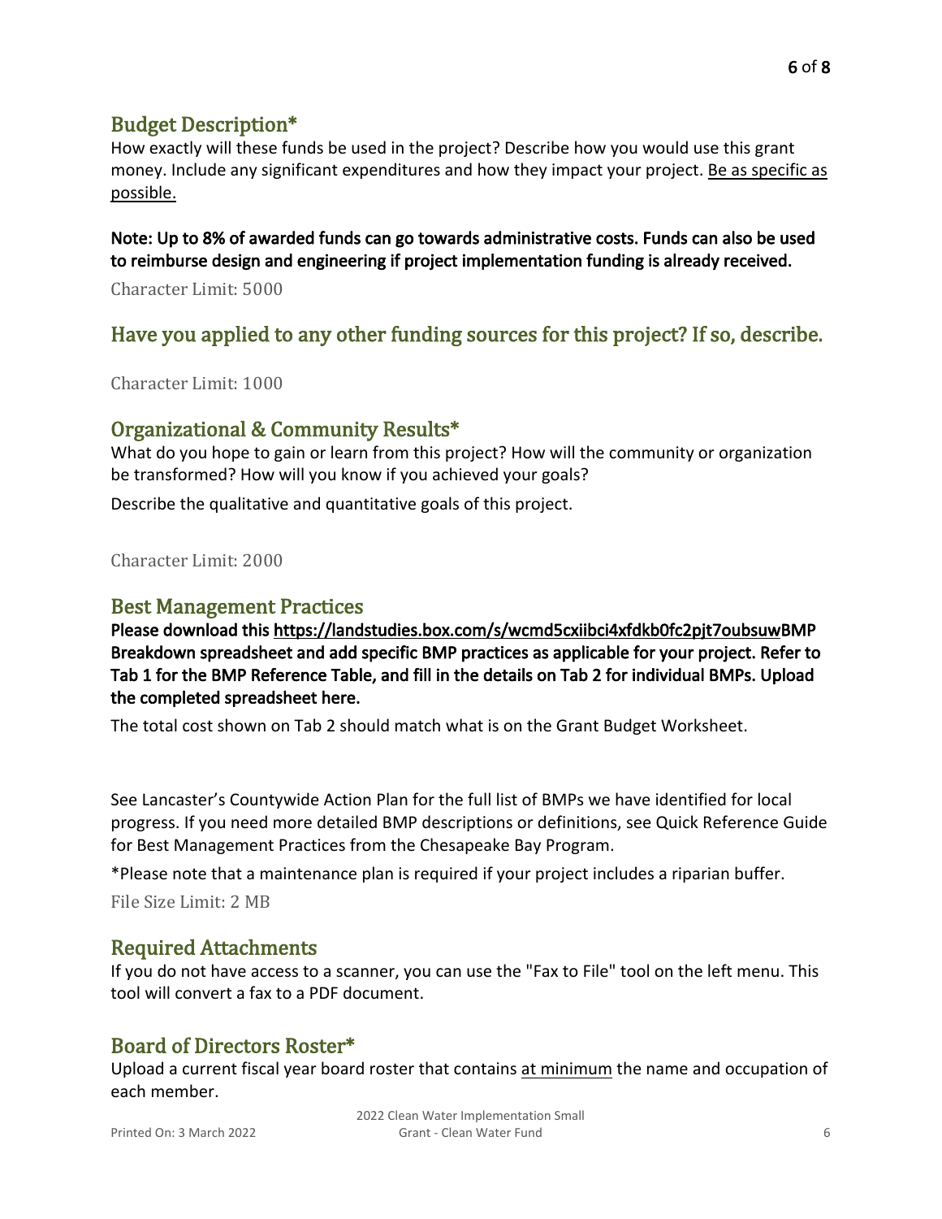## Budget Description*

How exactly will these funds be used in the project? Describe how you would use this grant money. Include any significant expenditures and how they impact your project. Be as specific as possible.

**Note: Up to 8% of awarded funds can go towards administrative costs. Funds can also be used to reimburse design and engineering if project implementation funding is already received.**

Character Limit: 5000

## Have you applied to any other funding sources for this project? If so, describe.

Character Limit: 1000

## Organizational & Community Results*

What do you hope to gain or learn from this project? How will the community or organization be transformed? How will you know if you achieved your goals?

Describe the qualitative and quantitative goals of this project.

Character Limit: 2000

## Best Management Practices

**Please download this https://landstudies.box.com/s/wcmd5cxiibci4xfdkb0fc2pjt7oubsuwBMP Breakdown spreadsheet and add specific BMP practices as applicable for your project. Refer to Tab 1 for the BMP Reference Table, and fill in the details on Tab 2 for individual BMPs. Upload the completed spreadsheet here.**

The total cost shown on Tab 2 should match what is on the Grant Budget Worksheet.

See Lancaster's Countywide Action Plan for the full list of BMPs we have identified for local progress. If you need more detailed BMP descriptions or definitions, see Quick Reference Guide for Best Management Practices from the Chesapeake Bay Program.

*Please note that a maintenance plan is required if your project includes a riparian buffer.

File Size Limit: 2 MB

## Required Attachments

If you do not have access to a scanner, you can use the "Fax to File" tool on the left menu. This tool will convert a fax to a PDF document.

## Board of Directors Roster*

Upload a current fiscal year board roster that contains at minimum the name and occupation of each member.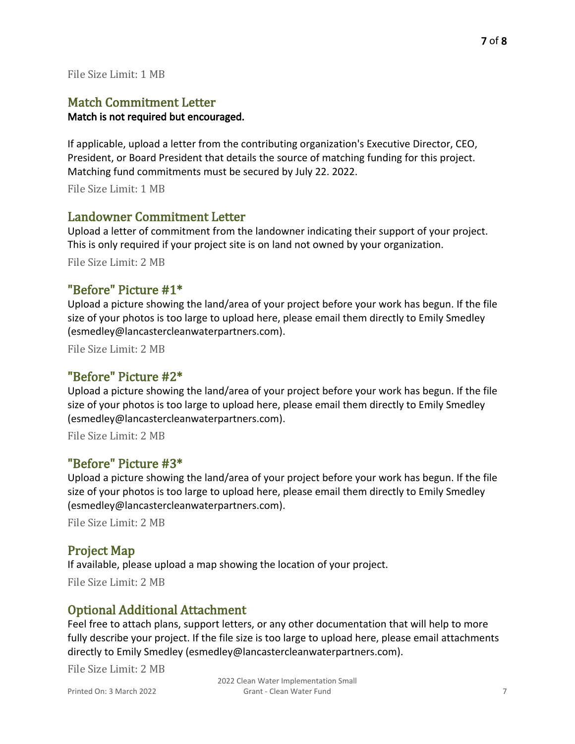File Size Limit: 1 MB

## Match Commitment Letter

**Match is not required but encouraged.**

If applicable, upload a letter from the contributing organization's Executive Director, CEO, President, or Board President that details the source of matching funding for this project. Matching fund commitments must be secured by July 22. 2022.

File Size Limit: 1 MB

## Landowner Commitment Letter

Upload a letter of commitment from the landowner indicating their support of your project. This is only required if your project site is on land not owned by your organization.

File Size Limit: 2 MB

## "Before" Picture #1*

Upload a picture showing the land/area of your project before your work has begun. If the file size of your photos is too large to upload here, please email them directly to Emily Smedley (esmedley@lancastercleanwaterpartners.com).

File Size Limit: 2 MB

## "Before" Picture #2*

Upload a picture showing the land/area of your project before your work has begun. If the file size of your photos is too large to upload here, please email them directly to Emily Smedley (esmedley@lancastercleanwaterpartners.com).

File Size Limit: 2 MB

## "Before" Picture #3*

Upload a picture showing the land/area of your project before your work has begun. If the file size of your photos is too large to upload here, please email them directly to Emily Smedley (esmedley@lancastercleanwaterpartners.com).

File Size Limit: 2 MB

## Project Map

If available, please upload a map showing the location of your project.

File Size Limit: 2 MB

## Optional Additional Attachment

Feel free to attach plans, support letters, or any other documentation that will help to more fully describe your project. If the file size is too large to upload here, please email attachments directly to Emily Smedley (esmedley@lancastercleanwaterpartners.com).

File Size Limit: 2 MB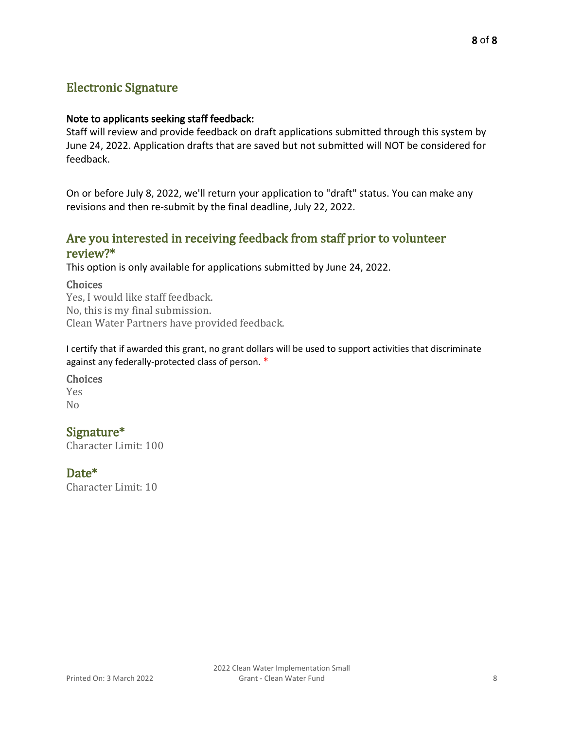## Electronic Signature

**Note to applicants seeking staff feedback:**
Staff will review and provide feedback on draft applications submitted through this system by June 24, 2022. Application drafts that are saved but not submitted will NOT be considered for feedback.

On or before July 8, 2022, we'll return your application to "draft" status. You can make any revisions and then re-submit by the final deadline, July 22, 2022.

## Are you interested in receiving feedback from staff prior to volunteer review?*

This option is only available for applications submitted by June 24, 2022.

**Choices**
Yes, I would like staff feedback.
No, this is my final submission.
Clean Water Partners have provided feedback.

I certify that if awarded this grant, no grant dollars will be used to support activities that discriminate against any federally-protected class of person. *

**Choices**
Yes
No

## Signature*

Character Limit: 100

## Date*

Character Limit: 10